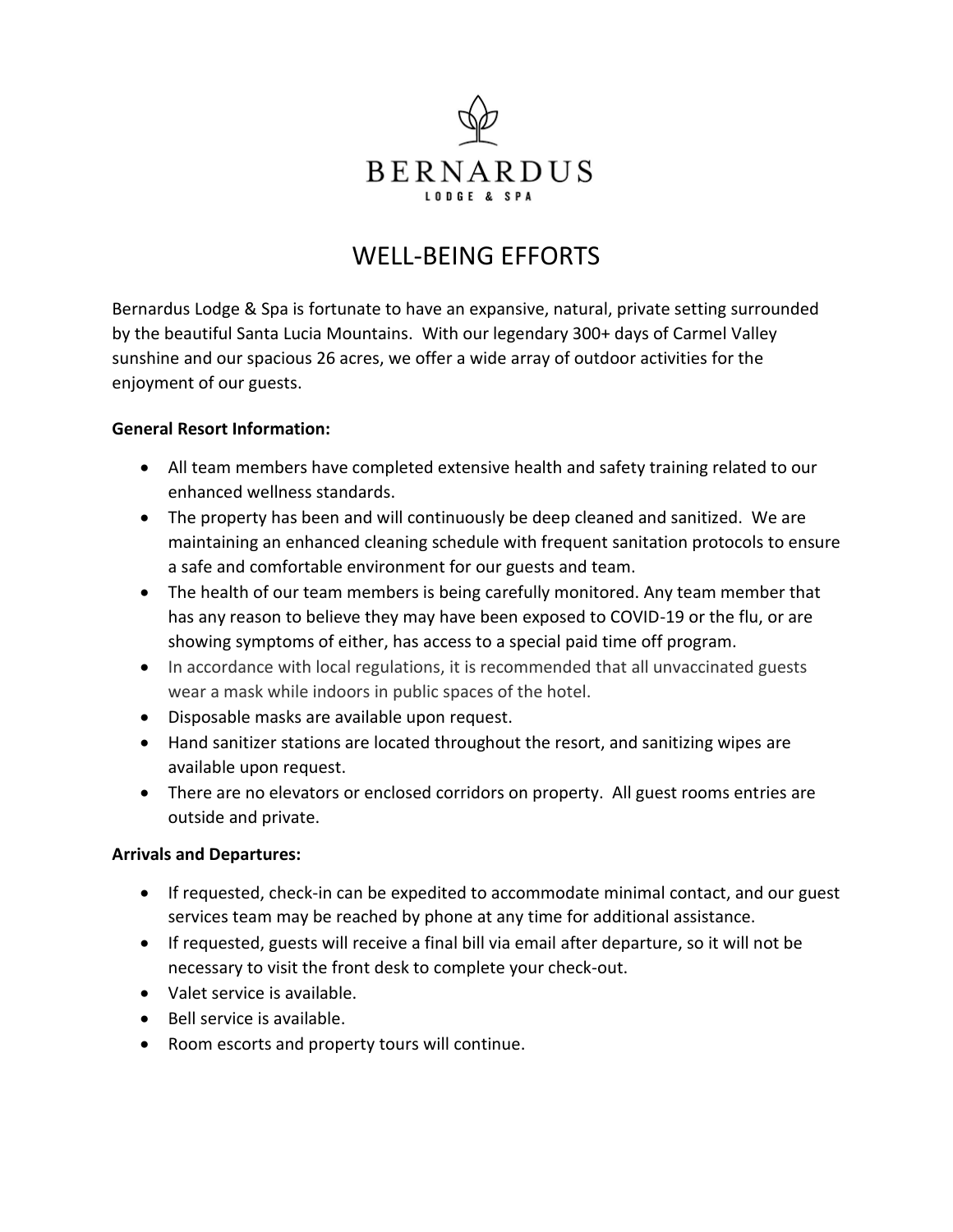# BERNARDUS

LODGE & SPA

## WELL-BEING EFFORTS

Bernardus Lodge & Spa is fortunate to have an expansive, natural, private setting surrounded by the beautiful Santa Lucia Mountains. With our legendary 300+ days of Carmel Valley sunshine and our spacious 26 acres, we offer a wide array of outdoor activities for the enjoyment of our guests.

**General Resort Information:**

- All team members have completed extensive health and safety training related to our enhanced wellness standards.
- The property has been and will continuously be deep cleaned and sanitized. We are maintaining an enhanced cleaning schedule with frequent sanitation protocols to ensure a safe and comfortable environment for our guests and team.
- The health of our team members is being carefully monitored. Any team member that has any reason to believe they may have been exposed to COVID-19 or the flu, or are showing symptoms of either, has access to a special paid time off program.
- In accordance with local regulations, it is recommended that all unvaccinated guests wear a mask while indoors in public spaces of the hotel.
- Disposable masks are available upon request.
- Hand sanitizer stations are located throughout the resort, and sanitizing wipes are available upon request.
- There are no elevators or enclosed corridors on property. All guest rooms entries are outside and private.

**Arrivals and Departures:**

- If requested, check-in can be expedited to accommodate minimal contact, and our guest services team may be reached by phone at any time for additional assistance.
- If requested, guests will receive a final bill via email after departure, so it will not be necessary to visit the front desk to complete your check-out.
- Valet service is available.
- Bell service is available.
- Room escorts and property tours will continue.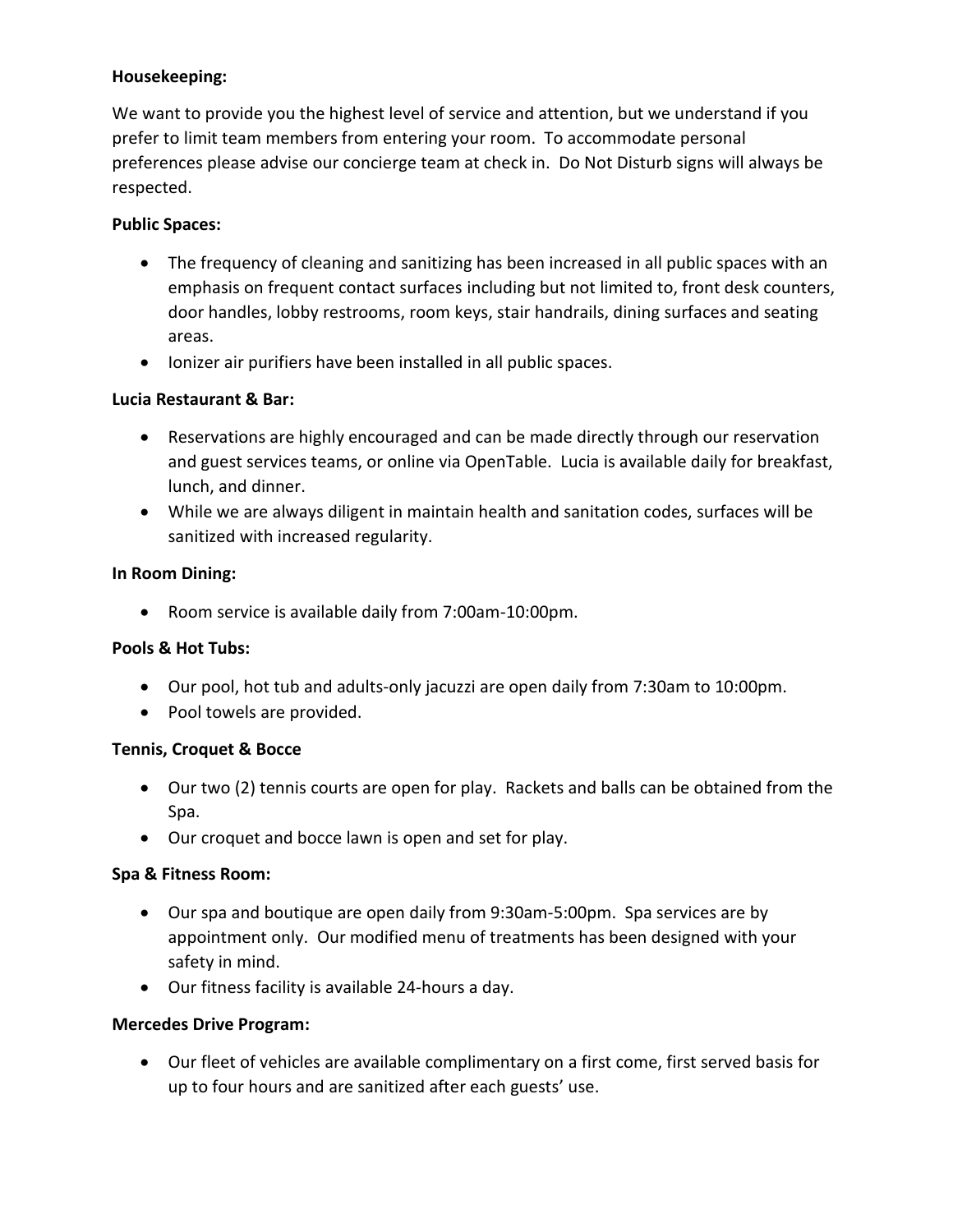**Housekeeping:**

We want to provide you the highest level of service and attention, but we understand if you prefer to limit team members from entering your room. To accommodate personal preferences please advise our concierge team at check in. Do Not Disturb signs will always be respected.

**Public Spaces:**

- The frequency of cleaning and sanitizing has been increased in all public spaces with an emphasis on frequent contact surfaces including but not limited to, front desk counters, door handles, lobby restrooms, room keys, stair handrails, dining surfaces and seating areas.
- Ionizer air purifiers have been installed in all public spaces.

**Lucia Restaurant & Bar:**

- Reservations are highly encouraged and can be made directly through our reservation and guest services teams, or online via OpenTable. Lucia is available daily for breakfast, lunch, and dinner.
- While we are always diligent in maintain health and sanitation codes, surfaces will be sanitized with increased regularity.

**In Room Dining:**

- Room service is available daily from 7:00am-10:00pm.

**Pools & Hot Tubs:**

- Our pool, hot tub and adults-only jacuzzi are open daily from 7:30am to 10:00pm.
- Pool towels are provided.

**Tennis, Croquet & Bocce**

- Our two (2) tennis courts are open for play. Rackets and balls can be obtained from the Spa.
- Our croquet and bocce lawn is open and set for play.

**Spa & Fitness Room:**

- Our spa and boutique are open daily from 9:30am-5:00pm. Spa services are by appointment only. Our modified menu of treatments has been designed with your safety in mind.
- Our fitness facility is available 24-hours a day.

**Mercedes Drive Program:**

- Our fleet of vehicles are available complimentary on a first come, first served basis for up to four hours and are sanitized after each guests' use.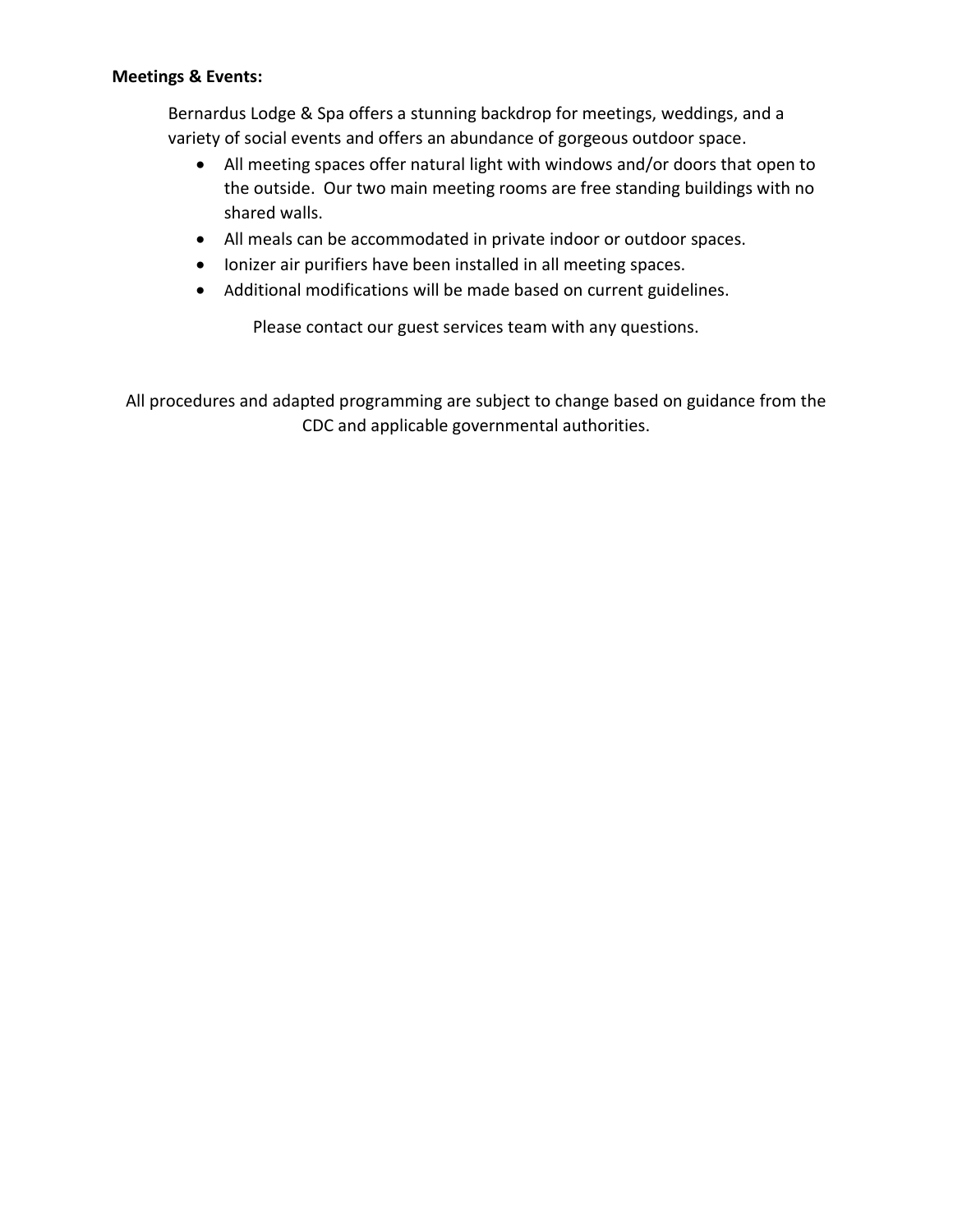**Meetings & Events:**

Bernardus Lodge & Spa offers a stunning backdrop for meetings, weddings, and a variety of social events and offers an abundance of gorgeous outdoor space.

- All meeting spaces offer natural light with windows and/or doors that open to the outside. Our two main meeting rooms are free standing buildings with no shared walls.
- All meals can be accommodated in private indoor or outdoor spaces.
- Ionizer air purifiers have been installed in all meeting spaces.
- Additional modifications will be made based on current guidelines.

Please contact our guest services team with any questions.

All procedures and adapted programming are subject to change based on guidance from the CDC and applicable governmental authorities.